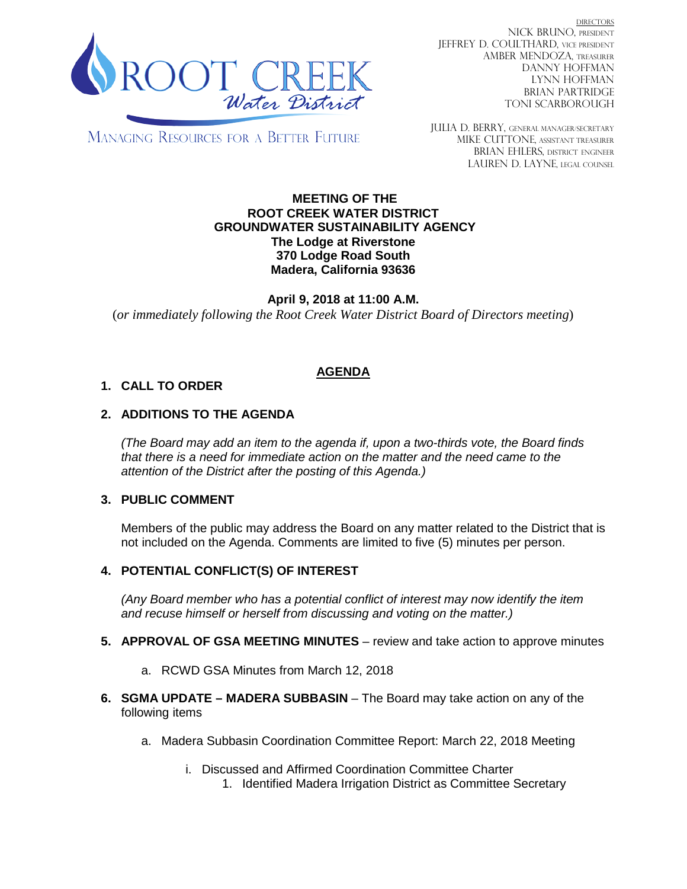ROOT CREEK Water District

MANAGING RESOURCES FOR A BETTER FUTURE

DIRECTORS
NICK BRUNO, PRESIDENT
JEFFREY D. COULTHARD, VICE PRESIDENT
AMBER MENDOZA, TREASURER
DANNY HOFFMAN
LYNN HOFFMAN
BRIAN PARTRIDGE
TONI SCARBOROUGH

JULIA D. BERRY, GENERAL MANAGER/SECRETARY
MIKE CUTTONE, ASSISTANT TREASURER
BRIAN EHLERS, DISTRICT ENGINEER
LAUREN D. LAYNE, LEGAL COUNSEL

**MEETING OF THE**
**ROOT CREEK WATER DISTRICT**
**GROUNDWATER SUSTAINABILITY AGENCY**
**The Lodge at Riverstone**
**370 Lodge Road South**
**Madera, California 93636**

**April 9, 2018 at 11:00 A.M.**
(*or immediately following the Root Creek Water District Board of Directors meeting*)

## AGENDA

**1. CALL TO ORDER**

**2. ADDITIONS TO THE AGENDA**

*(The Board may add an item to the agenda if, upon a two-thirds vote, the Board finds that there is a need for immediate action on the matter and the need came to the attention of the District after the posting of this Agenda.)*

**3. PUBLIC COMMENT**

Members of the public may address the Board on any matter related to the District that is not included on the Agenda. Comments are limited to five (5) minutes per person.

**4. POTENTIAL CONFLICT(S) OF INTEREST**

*(Any Board member who has a potential conflict of interest may now identify the item and recuse himself or herself from discussing and voting on the matter.)*

**5. APPROVAL OF GSA MEETING MINUTES** – review and take action to approve minutes

a. RCWD GSA Minutes from March 12, 2018

**6. SGMA UPDATE – MADERA SUBBASIN** – The Board may take action on any of the following items

a. Madera Subbasin Coordination Committee Report: March 22, 2018 Meeting

i. Discussed and Affirmed Coordination Committee Charter

1. Identified Madera Irrigation District as Committee Secretary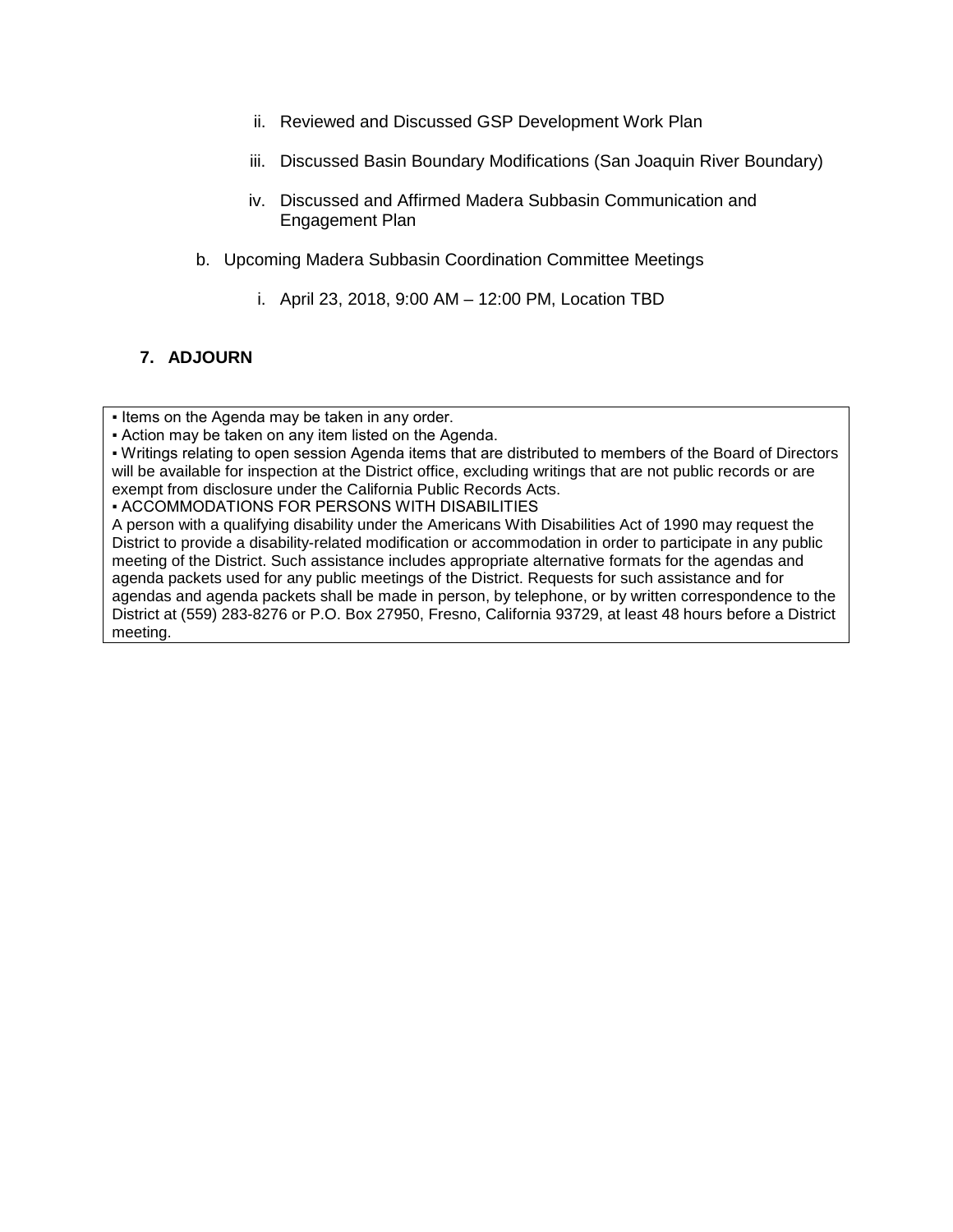ii. Reviewed and Discussed GSP Development Work Plan

   iii. Discussed Basin Boundary Modifications (San Joaquin River Boundary)

   iv. Discussed and Affirmed Madera Subbasin Communication and Engagement Plan

b. Upcoming Madera Subbasin Coordination Committee Meetings

   i. April 23, 2018, 9:00 AM – 12:00 PM, Location TBD

### 7. ADJOURN

▪ Items on the Agenda may be taken in any order.
▪ Action may be taken on any item listed on the Agenda.
▪ Writings relating to open session Agenda items that are distributed to members of the Board of Directors will be available for inspection at the District office, excluding writings that are not public records or are exempt from disclosure under the California Public Records Acts.
▪ ACCOMMODATIONS FOR PERSONS WITH DISABILITIES
A person with a qualifying disability under the Americans With Disabilities Act of 1990 may request the District to provide a disability-related modification or accommodation in order to participate in any public meeting of the District. Such assistance includes appropriate alternative formats for the agendas and agenda packets used for any public meetings of the District. Requests for such assistance and for agendas and agenda packets shall be made in person, by telephone, or by written correspondence to the District at (559) 283-8276 or P.O. Box 27950, Fresno, California 93729, at least 48 hours before a District meeting.